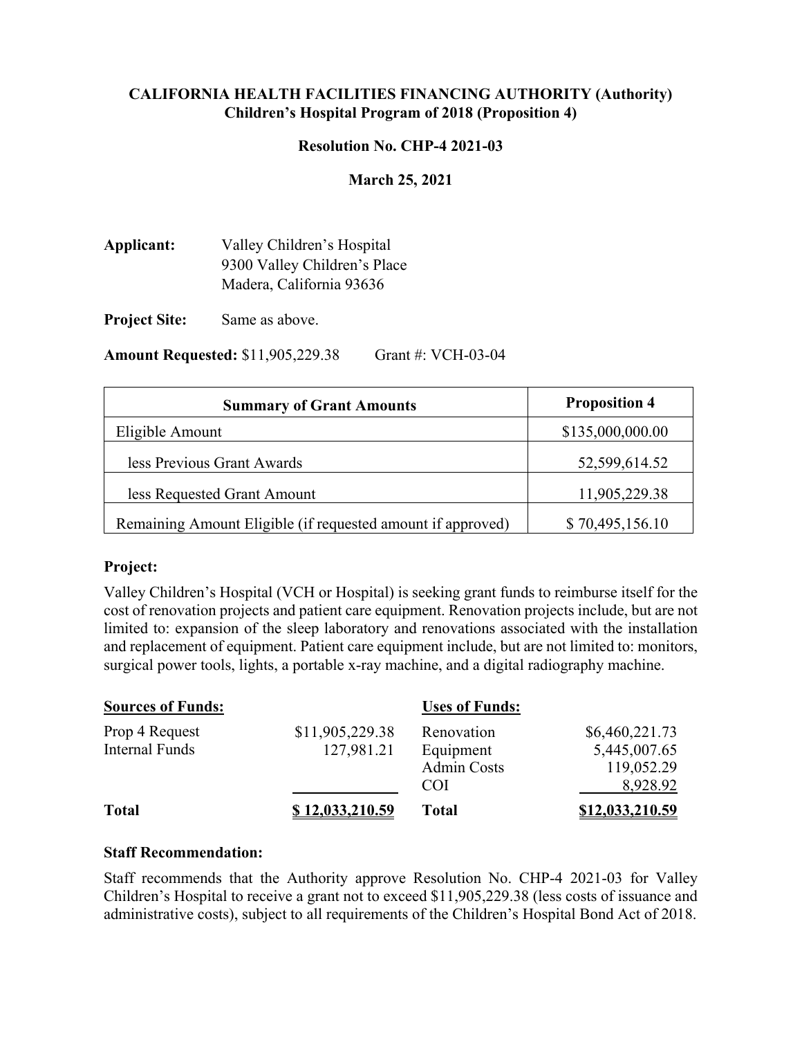**CALIFORNIA HEALTH FACILITIES FINANCING AUTHORITY (Authority)**
**Children's Hospital Program of 2018 (Proposition 4)**

**Resolution No. CHP-4 2021-03**

**March 25, 2021**

**Applicant:** Valley Children's Hospital
9300 Valley Children's Place
Madera, California 93636

**Project Site:** Same as above.

**Amount Requested:** $11,905,229.38 Grant #: VCH-03-04

| Summary of Grant Amounts | Proposition 4 |
|---|---|
| Eligible Amount | $135,000,000.00 |
| less Previous Grant Awards | 52,599,614.52 |
| less Requested Grant Amount | 11,905,229.38 |
| Remaining Amount Eligible (if requested amount if approved) | $ 70,495,156.10 |

**Project:**

Valley Children's Hospital (VCH or Hospital) is seeking grant funds to reimburse itself for the cost of renovation projects and patient care equipment. Renovation projects include, but are not limited to: expansion of the sleep laboratory and renovations associated with the installation and replacement of equipment. Patient care equipment include, but are not limited to: monitors, surgical power tools, lights, a portable x-ray machine, and a digital radiography machine.

| Sources of Funds: | | Uses of Funds: | |
|---|---|---|---|
| Prop 4 Request | $11,905,229.38 | Renovation | $6,460,221.73 |
| Internal Funds | 127,981.21 | Equipment | 5,445,007.65 |
| | | Admin Costs | 119,052.29 |
| | | COI | 8,928.92 |
| **Total** | **$ 12,033,210.59** | **Total** | **$12,033,210.59** |

**Staff Recommendation:**

Staff recommends that the Authority approve Resolution No. CHP-4 2021-03 for Valley Children's Hospital to receive a grant not to exceed $11,905,229.38 (less costs of issuance and administrative costs), subject to all requirements of the Children's Hospital Bond Act of 2018.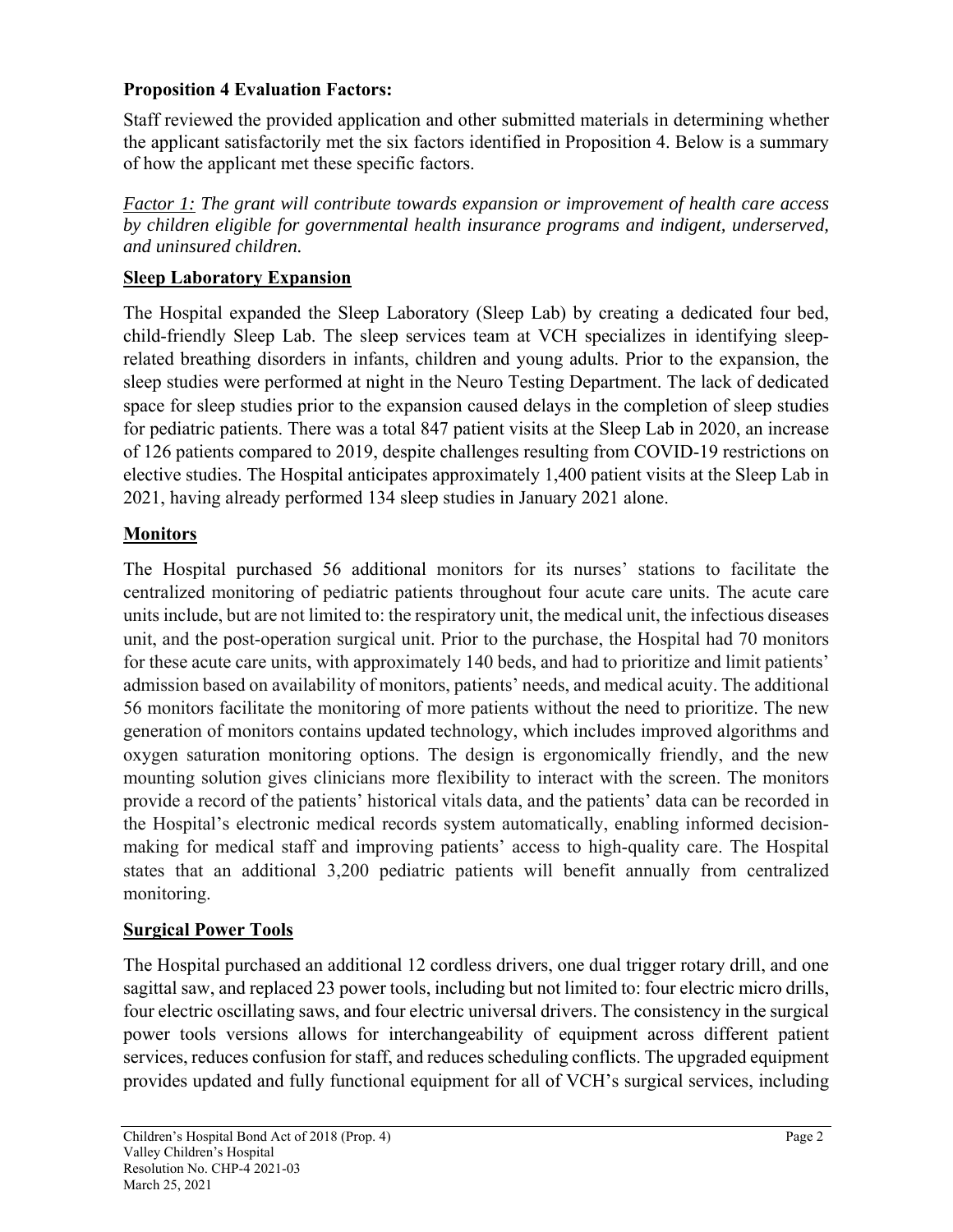**Proposition 4 Evaluation Factors:**

Staff reviewed the provided application and other submitted materials in determining whether the applicant satisfactorily met the six factors identified in Proposition 4. Below is a summary of how the applicant met these specific factors.

*Factor 1: The grant will contribute towards expansion or improvement of health care access by children eligible for governmental health insurance programs and indigent, underserved, and uninsured children.*

**Sleep Laboratory Expansion**

The Hospital expanded the Sleep Laboratory (Sleep Lab) by creating a dedicated four bed, child-friendly Sleep Lab. The sleep services team at VCH specializes in identifying sleep-related breathing disorders in infants, children and young adults. Prior to the expansion, the sleep studies were performed at night in the Neuro Testing Department. The lack of dedicated space for sleep studies prior to the expansion caused delays in the completion of sleep studies for pediatric patients. There was a total 847 patient visits at the Sleep Lab in 2020, an increase of 126 patients compared to 2019, despite challenges resulting from COVID-19 restrictions on elective studies. The Hospital anticipates approximately 1,400 patient visits at the Sleep Lab in 2021, having already performed 134 sleep studies in January 2021 alone.

**Monitors**

The Hospital purchased 56 additional monitors for its nurses' stations to facilitate the centralized monitoring of pediatric patients throughout four acute care units. The acute care units include, but are not limited to: the respiratory unit, the medical unit, the infectious diseases unit, and the post-operation surgical unit. Prior to the purchase, the Hospital had 70 monitors for these acute care units, with approximately 140 beds, and had to prioritize and limit patients' admission based on availability of monitors, patients' needs, and medical acuity. The additional 56 monitors facilitate the monitoring of more patients without the need to prioritize. The new generation of monitors contains updated technology, which includes improved algorithms and oxygen saturation monitoring options. The design is ergonomically friendly, and the new mounting solution gives clinicians more flexibility to interact with the screen. The monitors provide a record of the patients' historical vitals data, and the patients' data can be recorded in the Hospital's electronic medical records system automatically, enabling informed decision-making for medical staff and improving patients' access to high-quality care. The Hospital states that an additional 3,200 pediatric patients will benefit annually from centralized monitoring.

**Surgical Power Tools**

The Hospital purchased an additional 12 cordless drivers, one dual trigger rotary drill, and one sagittal saw, and replaced 23 power tools, including but not limited to: four electric micro drills, four electric oscillating saws, and four electric universal drivers. The consistency in the surgical power tools versions allows for interchangeability of equipment across different patient services, reduces confusion for staff, and reduces scheduling conflicts. The upgraded equipment provides updated and fully functional equipment for all of VCH's surgical services, including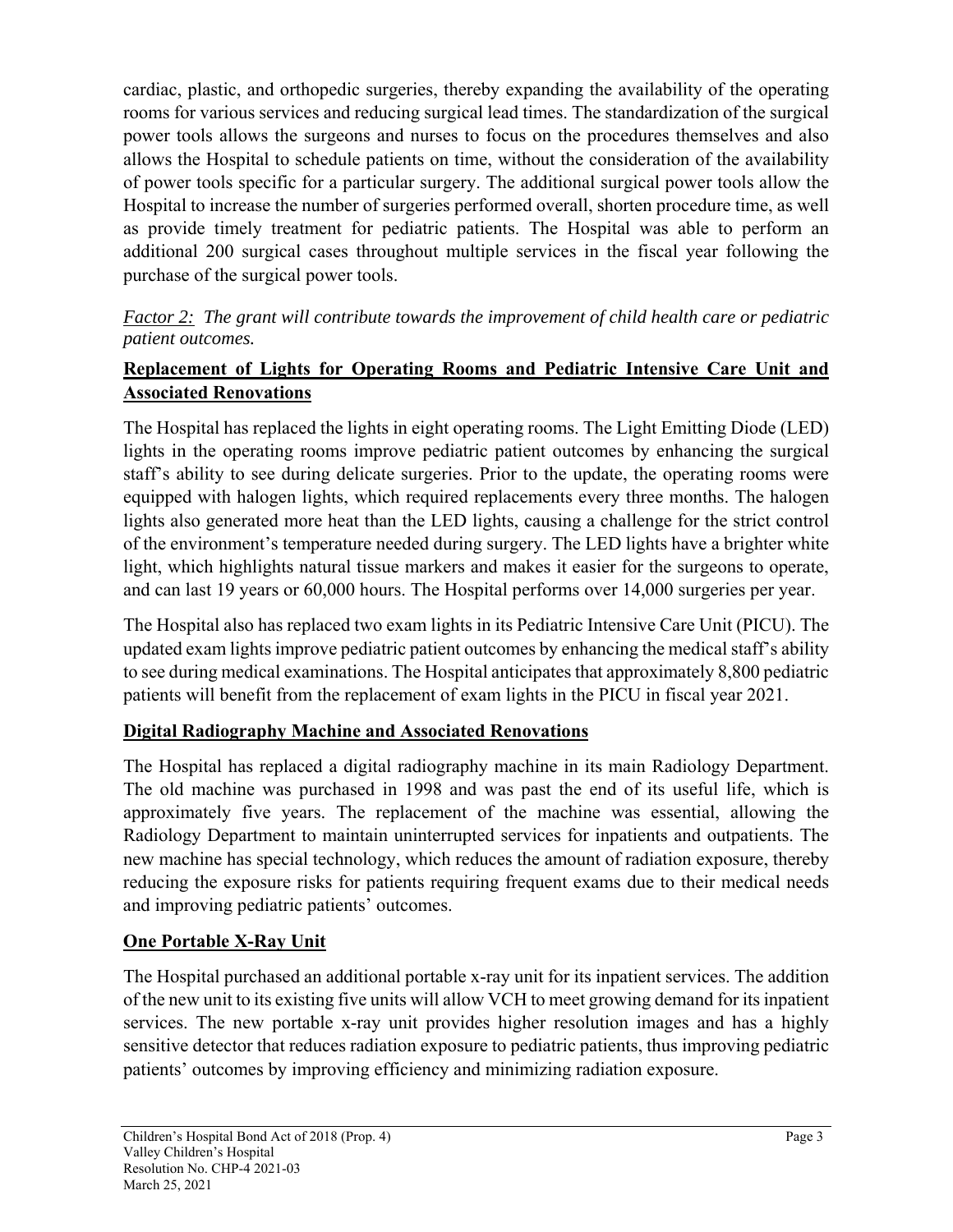cardiac, plastic, and orthopedic surgeries, thereby expanding the availability of the operating rooms for various services and reducing surgical lead times. The standardization of the surgical power tools allows the surgeons and nurses to focus on the procedures themselves and also allows the Hospital to schedule patients on time, without the consideration of the availability of power tools specific for a particular surgery. The additional surgical power tools allow the Hospital to increase the number of surgeries performed overall, shorten procedure time, as well as provide timely treatment for pediatric patients. The Hospital was able to perform an additional 200 surgical cases throughout multiple services in the fiscal year following the purchase of the surgical power tools.

*Factor 2: The grant will contribute towards the improvement of child health care or pediatric patient outcomes.*

**Replacement of Lights for Operating Rooms and Pediatric Intensive Care Unit and Associated Renovations**

The Hospital has replaced the lights in eight operating rooms. The Light Emitting Diode (LED) lights in the operating rooms improve pediatric patient outcomes by enhancing the surgical staff's ability to see during delicate surgeries. Prior to the update, the operating rooms were equipped with halogen lights, which required replacements every three months. The halogen lights also generated more heat than the LED lights, causing a challenge for the strict control of the environment's temperature needed during surgery. The LED lights have a brighter white light, which highlights natural tissue markers and makes it easier for the surgeons to operate, and can last 19 years or 60,000 hours. The Hospital performs over 14,000 surgeries per year.

The Hospital also has replaced two exam lights in its Pediatric Intensive Care Unit (PICU). The updated exam lights improve pediatric patient outcomes by enhancing the medical staff's ability to see during medical examinations. The Hospital anticipates that approximately 8,800 pediatric patients will benefit from the replacement of exam lights in the PICU in fiscal year 2021.

**Digital Radiography Machine and Associated Renovations**

The Hospital has replaced a digital radiography machine in its main Radiology Department. The old machine was purchased in 1998 and was past the end of its useful life, which is approximately five years. The replacement of the machine was essential, allowing the Radiology Department to maintain uninterrupted services for inpatients and outpatients. The new machine has special technology, which reduces the amount of radiation exposure, thereby reducing the exposure risks for patients requiring frequent exams due to their medical needs and improving pediatric patients' outcomes.

**One Portable X-Ray Unit**

The Hospital purchased an additional portable x-ray unit for its inpatient services. The addition of the new unit to its existing five units will allow VCH to meet growing demand for its inpatient services. The new portable x-ray unit provides higher resolution images and has a highly sensitive detector that reduces radiation exposure to pediatric patients, thus improving pediatric patients' outcomes by improving efficiency and minimizing radiation exposure.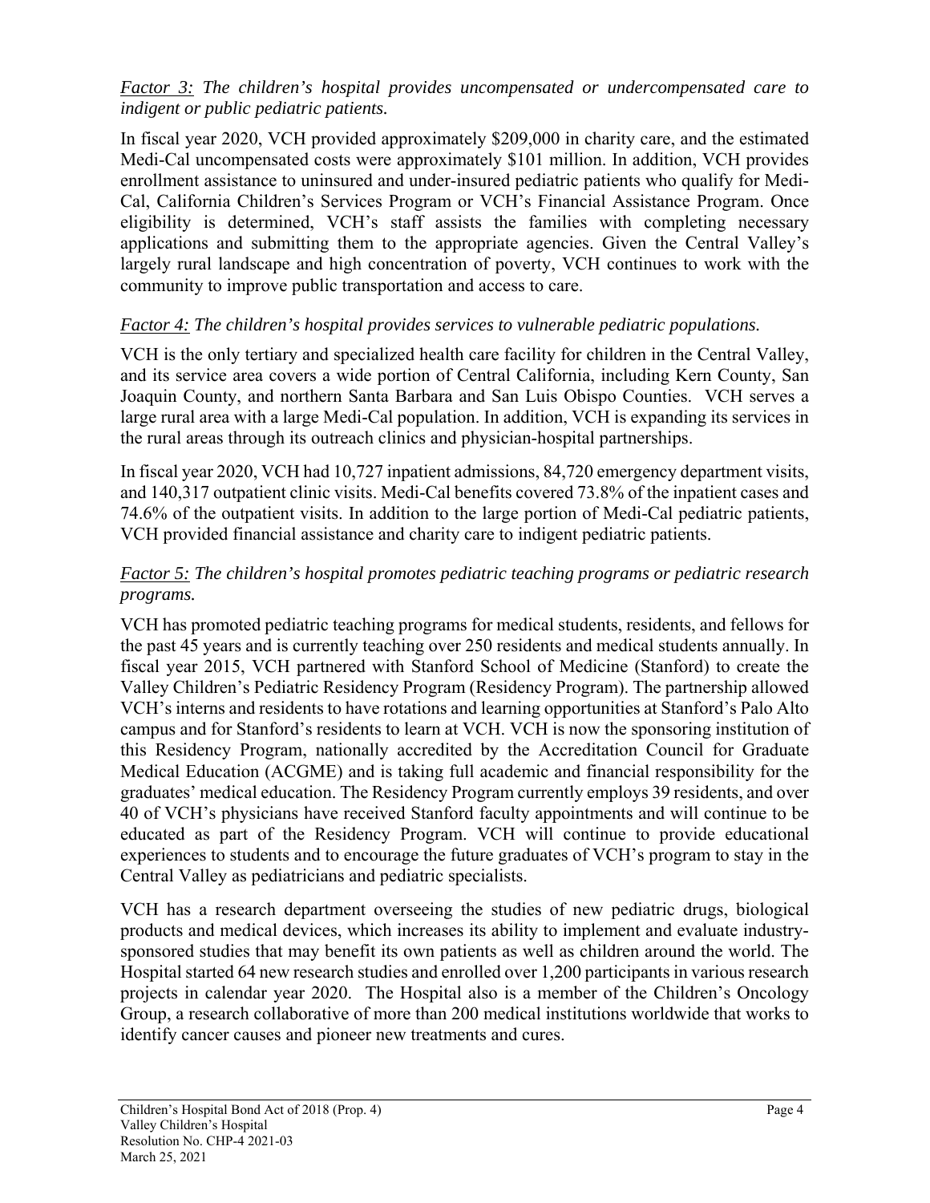*Factor 3: The children's hospital provides uncompensated or undercompensated care to indigent or public pediatric patients.*

In fiscal year 2020, VCH provided approximately $209,000 in charity care, and the estimated Medi-Cal uncompensated costs were approximately $101 million. In addition, VCH provides enrollment assistance to uninsured and under-insured pediatric patients who qualify for Medi-Cal, California Children's Services Program or VCH's Financial Assistance Program. Once eligibility is determined, VCH's staff assists the families with completing necessary applications and submitting them to the appropriate agencies. Given the Central Valley's largely rural landscape and high concentration of poverty, VCH continues to work with the community to improve public transportation and access to care.

*Factor 4: The children's hospital provides services to vulnerable pediatric populations.*

VCH is the only tertiary and specialized health care facility for children in the Central Valley, and its service area covers a wide portion of Central California, including Kern County, San Joaquin County, and northern Santa Barbara and San Luis Obispo Counties. VCH serves a large rural area with a large Medi-Cal population. In addition, VCH is expanding its services in the rural areas through its outreach clinics and physician-hospital partnerships.

In fiscal year 2020, VCH had 10,727 inpatient admissions, 84,720 emergency department visits, and 140,317 outpatient clinic visits. Medi-Cal benefits covered 73.8% of the inpatient cases and 74.6% of the outpatient visits. In addition to the large portion of Medi-Cal pediatric patients, VCH provided financial assistance and charity care to indigent pediatric patients.

*Factor 5: The children's hospital promotes pediatric teaching programs or pediatric research programs.*

VCH has promoted pediatric teaching programs for medical students, residents, and fellows for the past 45 years and is currently teaching over 250 residents and medical students annually. In fiscal year 2015, VCH partnered with Stanford School of Medicine (Stanford) to create the Valley Children's Pediatric Residency Program (Residency Program). The partnership allowed VCH's interns and residents to have rotations and learning opportunities at Stanford's Palo Alto campus and for Stanford's residents to learn at VCH. VCH is now the sponsoring institution of this Residency Program, nationally accredited by the Accreditation Council for Graduate Medical Education (ACGME) and is taking full academic and financial responsibility for the graduates' medical education. The Residency Program currently employs 39 residents, and over 40 of VCH's physicians have received Stanford faculty appointments and will continue to be educated as part of the Residency Program. VCH will continue to provide educational experiences to students and to encourage the future graduates of VCH's program to stay in the Central Valley as pediatricians and pediatric specialists.

VCH has a research department overseeing the studies of new pediatric drugs, biological products and medical devices, which increases its ability to implement and evaluate industry-sponsored studies that may benefit its own patients as well as children around the world. The Hospital started 64 new research studies and enrolled over 1,200 participants in various research projects in calendar year 2020. The Hospital also is a member of the Children's Oncology Group, a research collaborative of more than 200 medical institutions worldwide that works to identify cancer causes and pioneer new treatments and cures.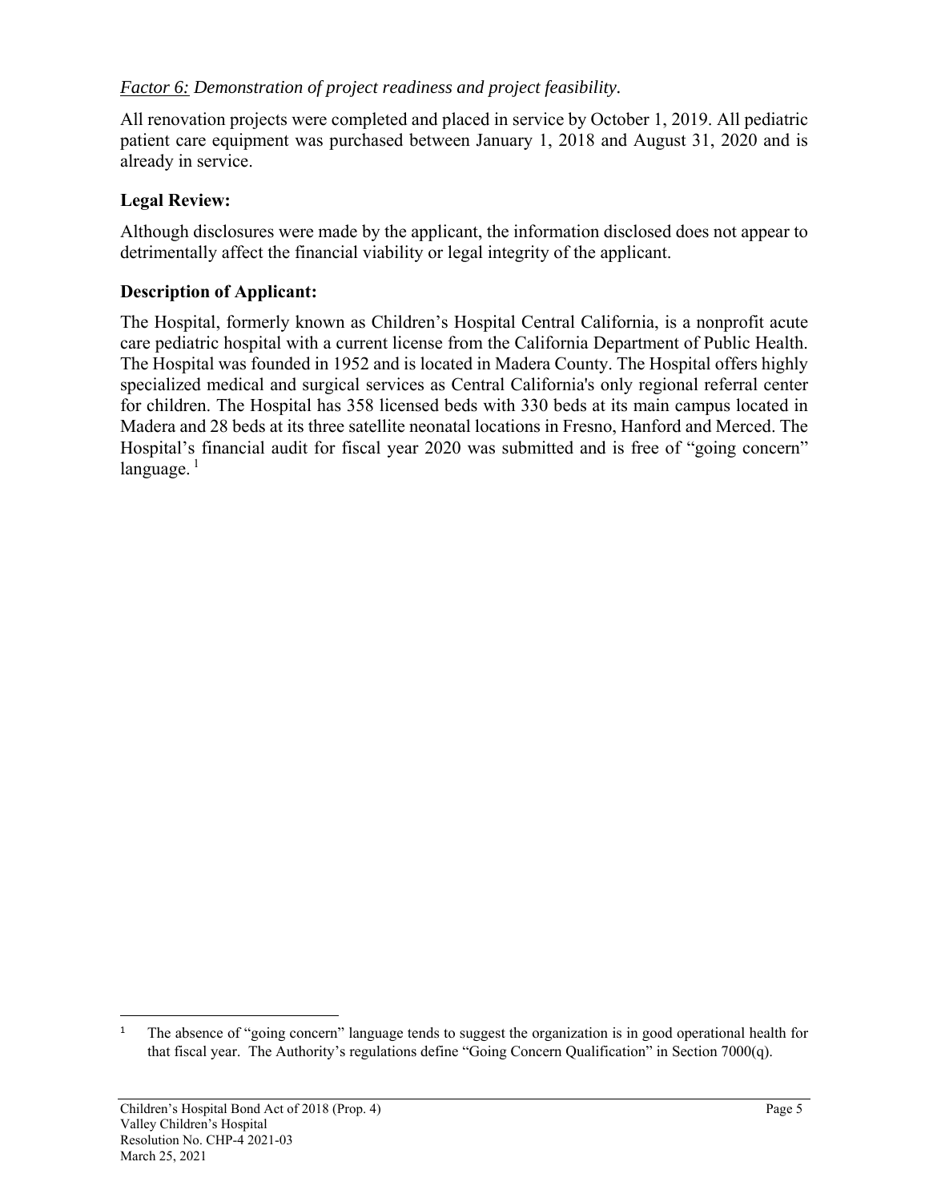*Factor 6: Demonstration of project readiness and project feasibility.*

All renovation projects were completed and placed in service by October 1, 2019. All pediatric patient care equipment was purchased between January 1, 2018 and August 31, 2020 and is already in service.

**Legal Review:**

Although disclosures were made by the applicant, the information disclosed does not appear to detrimentally affect the financial viability or legal integrity of the applicant.

**Description of Applicant:**

The Hospital, formerly known as Children's Hospital Central California, is a nonprofit acute care pediatric hospital with a current license from the California Department of Public Health. The Hospital was founded in 1952 and is located in Madera County. The Hospital offers highly specialized medical and surgical services as Central California's only regional referral center for children. The Hospital has 358 licensed beds with 330 beds at its main campus located in Madera and 28 beds at its three satellite neonatal locations in Fresno, Hanford and Merced. The Hospital's financial audit for fiscal year 2020 was submitted and is free of "going concern" language.[1]

[1] The absence of "going concern" language tends to suggest the organization is in good operational health for that fiscal year. The Authority's regulations define "Going Concern Qualification" in Section 7000(q).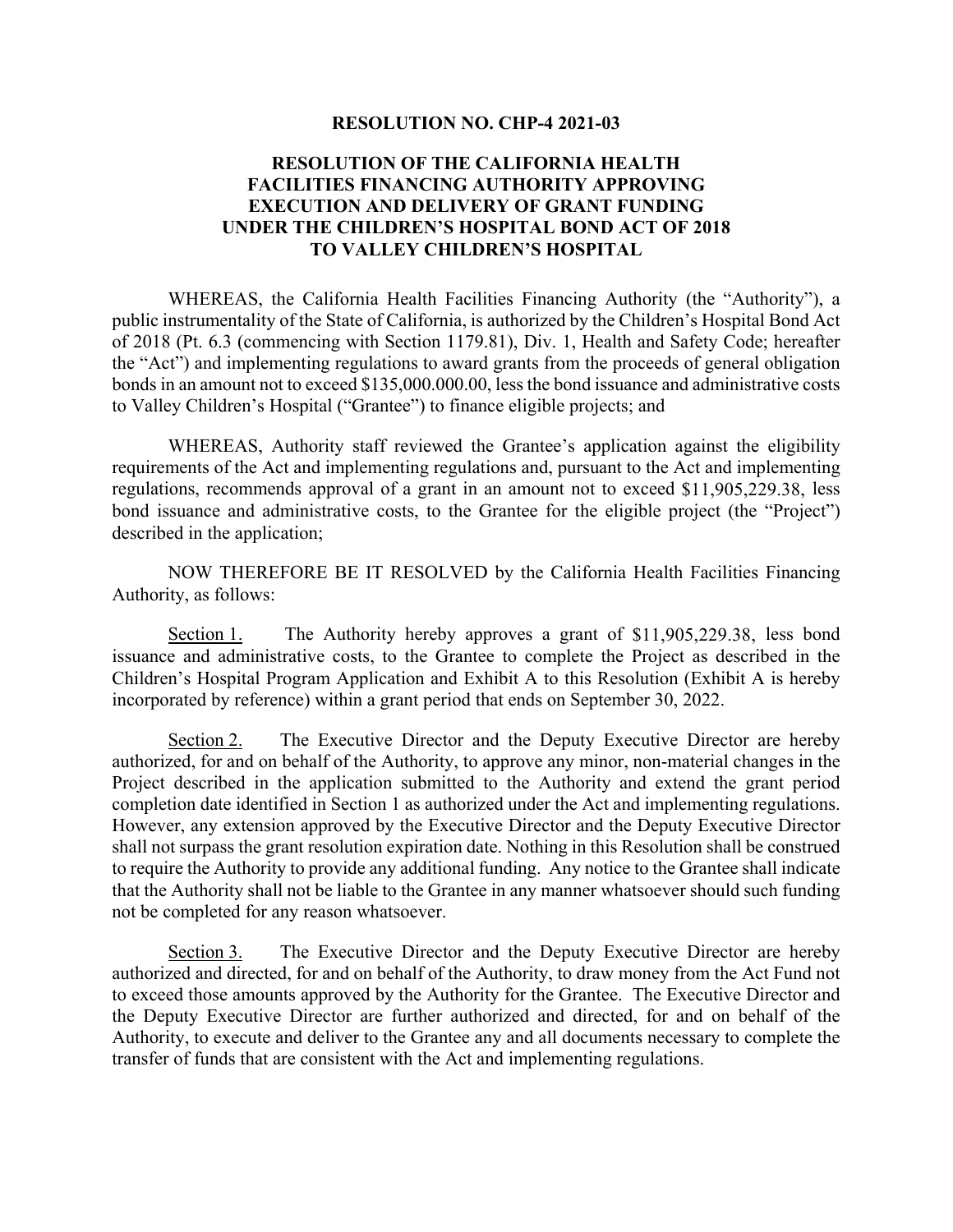**RESOLUTION NO. CHP-4 2021-03**

**RESOLUTION OF THE CALIFORNIA HEALTH FACILITIES FINANCING AUTHORITY APPROVING EXECUTION AND DELIVERY OF GRANT FUNDING UNDER THE CHILDREN'S HOSPITAL BOND ACT OF 2018 TO VALLEY CHILDREN'S HOSPITAL**

WHEREAS, the California Health Facilities Financing Authority (the "Authority"), a public instrumentality of the State of California, is authorized by the Children's Hospital Bond Act of 2018 (Pt. 6.3 (commencing with Section 1179.81), Div. 1, Health and Safety Code; hereafter the "Act") and implementing regulations to award grants from the proceeds of general obligation bonds in an amount not to exceed $135,000.000.00, less the bond issuance and administrative costs to Valley Children's Hospital ("Grantee") to finance eligible projects; and

WHEREAS, Authority staff reviewed the Grantee's application against the eligibility requirements of the Act and implementing regulations and, pursuant to the Act and implementing regulations, recommends approval of a grant in an amount not to exceed $11,905,229.38, less bond issuance and administrative costs, to the Grantee for the eligible project (the "Project") described in the application;

NOW THEREFORE BE IT RESOLVED by the California Health Facilities Financing Authority, as follows:

Section 1. The Authority hereby approves a grant of $11,905,229.38, less bond issuance and administrative costs, to the Grantee to complete the Project as described in the Children's Hospital Program Application and Exhibit A to this Resolution (Exhibit A is hereby incorporated by reference) within a grant period that ends on September 30, 2022.

Section 2. The Executive Director and the Deputy Executive Director are hereby authorized, for and on behalf of the Authority, to approve any minor, non-material changes in the Project described in the application submitted to the Authority and extend the grant period completion date identified in Section 1 as authorized under the Act and implementing regulations. However, any extension approved by the Executive Director and the Deputy Executive Director shall not surpass the grant resolution expiration date. Nothing in this Resolution shall be construed to require the Authority to provide any additional funding. Any notice to the Grantee shall indicate that the Authority shall not be liable to the Grantee in any manner whatsoever should such funding not be completed for any reason whatsoever.

Section 3. The Executive Director and the Deputy Executive Director are hereby authorized and directed, for and on behalf of the Authority, to draw money from the Act Fund not to exceed those amounts approved by the Authority for the Grantee. The Executive Director and the Deputy Executive Director are further authorized and directed, for and on behalf of the Authority, to execute and deliver to the Grantee any and all documents necessary to complete the transfer of funds that are consistent with the Act and implementing regulations.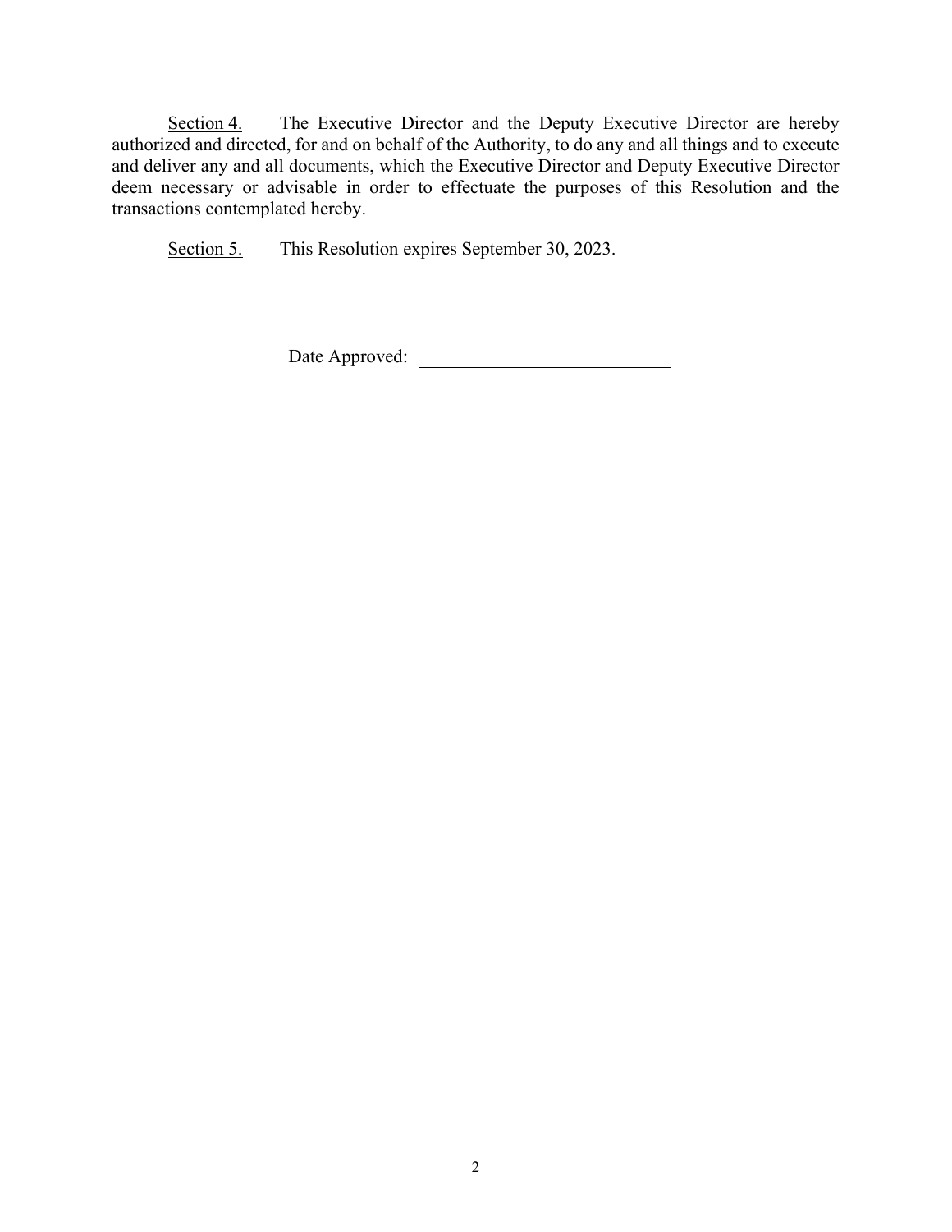Section 4. The Executive Director and the Deputy Executive Director are hereby authorized and directed, for and on behalf of the Authority, to do any and all things and to execute and deliver any and all documents, which the Executive Director and Deputy Executive Director deem necessary or advisable in order to effectuate the purposes of this Resolution and the transactions contemplated hereby.

Section 5. This Resolution expires September 30, 2023.

Date Approved: ___________________________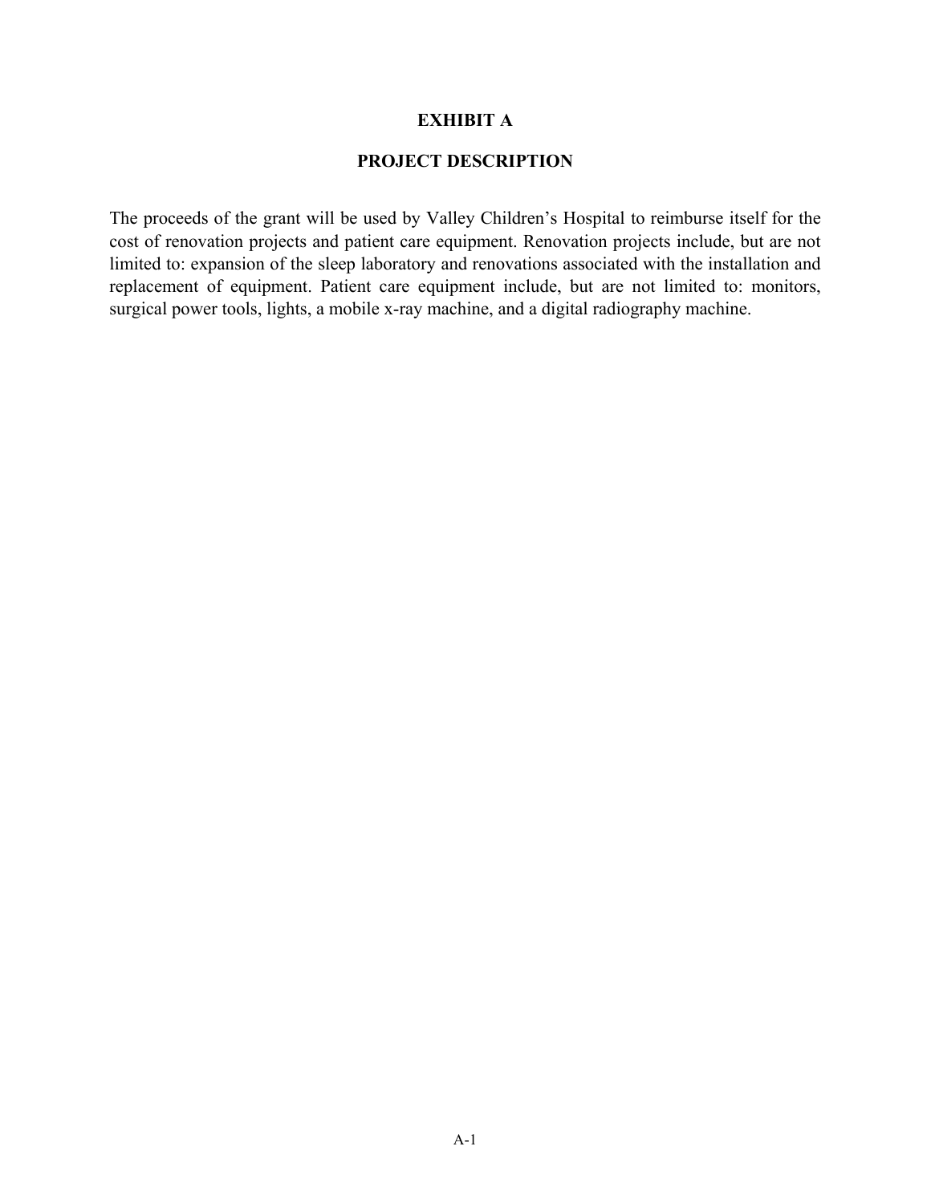# EXHIBIT A

## PROJECT DESCRIPTION

The proceeds of the grant will be used by Valley Children's Hospital to reimburse itself for the cost of renovation projects and patient care equipment. Renovation projects include, but are not limited to: expansion of the sleep laboratory and renovations associated with the installation and replacement of equipment. Patient care equipment include, but are not limited to: monitors, surgical power tools, lights, a mobile x-ray machine, and a digital radiography machine.